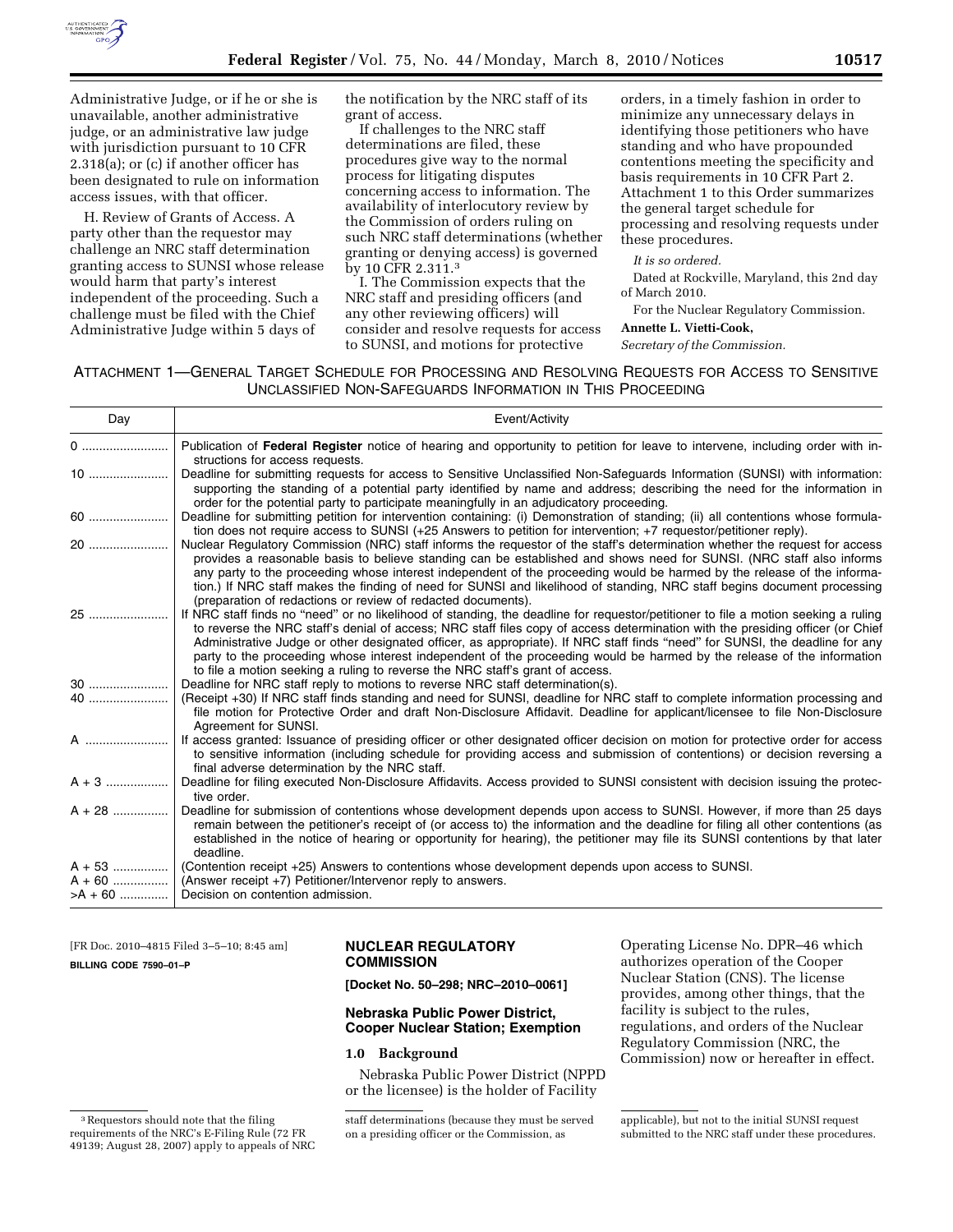Administrative Judge, or if he or she is unavailable, another administrative judge, or an administrative law judge with jurisdiction pursuant to 10 CFR 2.318(a); or (c) if another officer has been designated to rule on information access issues, with that officer.

H. Review of Grants of Access. A party other than the requestor may challenge an NRC staff determination granting access to SUNSI whose release would harm that party's interest independent of the proceeding. Such a challenge must be filed with the Chief Administrative Judge within 5 days of the notification by the NRC staff of its grant of access.

If challenges to the NRC staff determinations are filed, these procedures give way to the normal process for litigating disputes concerning access to information. The availability of interlocutory review by the Commission of orders ruling on such NRC staff determinations (whether granting or denying access) is governed by 10 CFR 2.311.[3]

I. The Commission expects that the NRC staff and presiding officers (and any other reviewing officers) will consider and resolve requests for access to SUNSI, and motions for protective orders, in a timely fashion in order to minimize any unnecessary delays in identifying those petitioners who have standing and who have propounded contentions meeting the specificity and basis requirements in 10 CFR Part 2. Attachment 1 to this Order summarizes the general target schedule for processing and resolving requests under these procedures.

*It is so ordered.*

Dated at Rockville, Maryland, this 2nd day of March 2010.

For the Nuclear Regulatory Commission.

**Annette L. Vietti-Cook,**

*Secretary of the Commission.*

ATTACHMENT 1—GENERAL TARGET SCHEDULE FOR PROCESSING AND RESOLVING REQUESTS FOR ACCESS TO SENSITIVE UNCLASSIFIED NON-SAFEGUARDS INFORMATION IN THIS PROCEEDING

| Day | Event/Activity |
| --- | --- |
| 0 | Publication of **Federal Register** notice of hearing and opportunity to petition for leave to intervene, including order with instructions for access requests. |
| 10 | Deadline for submitting requests for access to Sensitive Unclassified Non-Safeguards Information (SUNSI) with information: supporting the standing of a potential party identified by name and address; describing the need for the information in order for the potential party to participate meaningfully in an adjudicatory proceeding. |
| 60 | Deadline for submitting petition for intervention containing: (i) Demonstration of standing; (ii) all contentions whose formulation does not require access to SUNSI (+25 Answers to petition for intervention; +7 requestor/petitioner reply). |
| 20 | Nuclear Regulatory Commission (NRC) staff informs the requestor of the staff's determination whether the request for access provides a reasonable basis to believe standing can be established and shows need for SUNSI. (NRC staff also informs any party to the proceeding whose interest independent of the proceeding would be harmed by the release of the information.) If NRC staff makes the finding of need for SUNSI and likelihood of standing, NRC staff begins document processing (preparation of redactions or review of redacted documents). |
| 25 | If NRC staff finds no "need" or no likelihood of standing, the deadline for requestor/petitioner to file a motion seeking a ruling to reverse the NRC staff's denial of access; NRC staff files copy of access determination with the presiding officer (or Chief Administrative Judge or other designated officer, as appropriate). If NRC staff finds "need" for SUNSI, the deadline for any party to the proceeding whose interest independent of the proceeding would be harmed by the release of the information to file a motion seeking a ruling to reverse the NRC staff's grant of access. |
| 30 | Deadline for NRC staff reply to motions to reverse NRC staff determination(s). |
| 40 | (Receipt +30) If NRC staff finds standing and need for SUNSI, deadline for NRC staff to complete information processing and file motion for Protective Order and draft Non-Disclosure Affidavit. Deadline for applicant/licensee to file Non-Disclosure Agreement for SUNSI. |
| A | If access granted: Issuance of presiding officer or other designated officer decision on motion for protective order for access to sensitive information (including schedule for providing access and submission of contentions) or decision reversing a final adverse determination by the NRC staff. |
| A + 3 | Deadline for filing executed Non-Disclosure Affidavits. Access provided to SUNSI consistent with decision issuing the protective order. |
| A + 28 | Deadline for submission of contentions whose development depends upon access to SUNSI. However, if more than 25 days remain between the petitioner's receipt of (or access to) the information and the deadline for filing all other contentions (as established in the notice of hearing or opportunity for hearing), the petitioner may file its SUNSI contentions by that later deadline. |
| A + 53 | (Contention receipt +25) Answers to contentions whose development depends upon access to SUNSI. |
| A + 60 | (Answer receipt +7) Petitioner/Intervenor reply to answers. |
| >A + 60 | Decision on contention admission. |

[FR Doc. 2010–4815 Filed 3–5–10; 8:45 am]

**BILLING CODE 7590–01–P**

## NUCLEAR REGULATORY COMMISSION

**[Docket No. 50–298; NRC–2010–0061]**

## Nebraska Public Power District, Cooper Nuclear Station; Exemption

### 1.0 Background

Nebraska Public Power District (NPPD or the licensee) is the holder of Facility Operating License No. DPR–46 which authorizes operation of the Cooper Nuclear Station (CNS). The license provides, among other things, that the facility is subject to the rules, regulations, and orders of the Nuclear Regulatory Commission (NRC, the Commission) now or hereafter in effect.

[3] Requestors should note that the filing requirements of the NRC's E-Filing Rule (72 FR 49139; August 28, 2007) apply to appeals of NRC staff determinations (because they must be served on a presiding officer or the Commission, as applicable), but not to the initial SUNSI request submitted to the NRC staff under these procedures.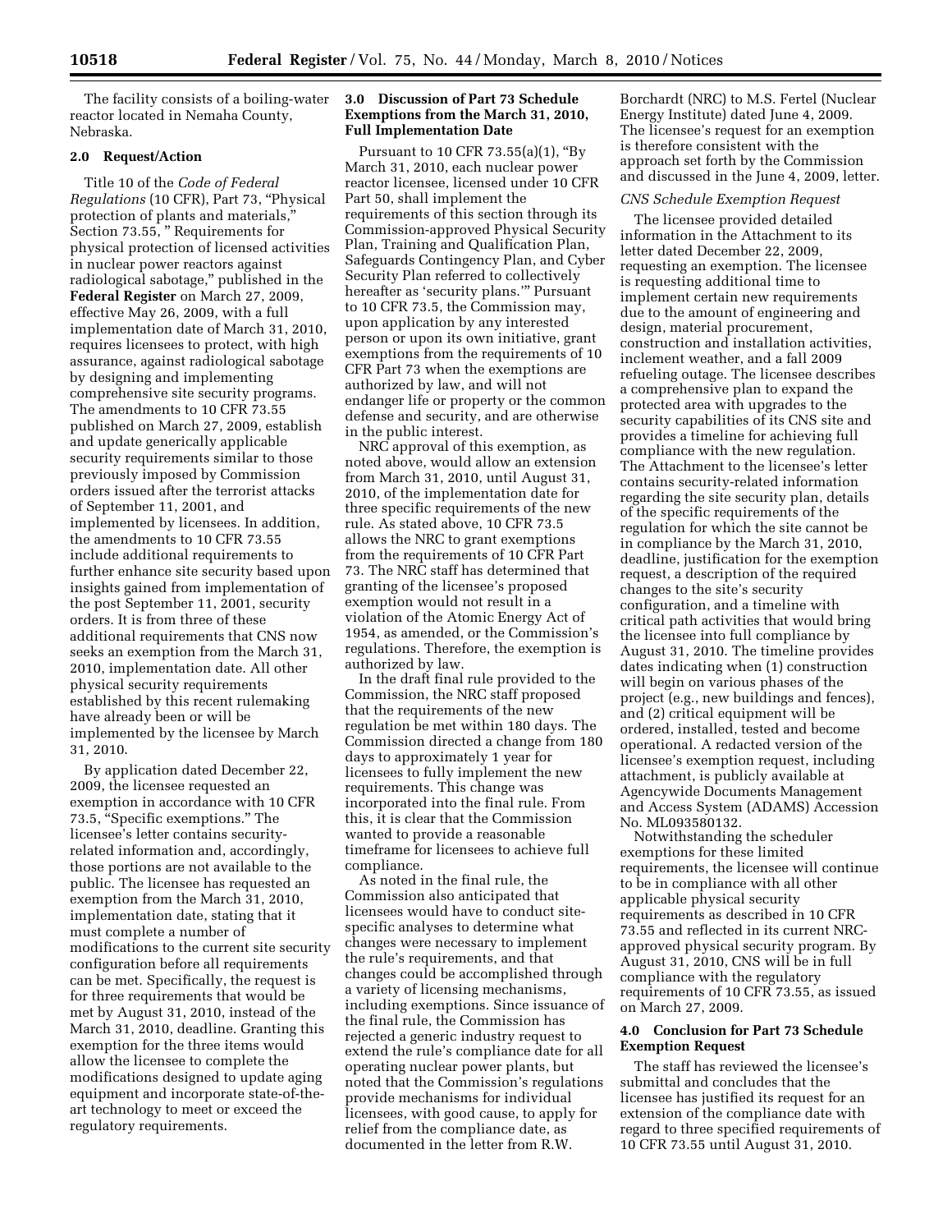The facility consists of a boiling-water reactor located in Nemaha County, Nebraska.

**2.0 Request/Action**

Title 10 of the *Code of Federal Regulations* (10 CFR), Part 73, "Physical protection of plants and materials," Section 73.55, " Requirements for physical protection of licensed activities in nuclear power reactors against radiological sabotage," published in the **Federal Register** on March 27, 2009, effective May 26, 2009, with a full implementation date of March 31, 2010, requires licensees to protect, with high assurance, against radiological sabotage by designing and implementing comprehensive site security programs. The amendments to 10 CFR 73.55 published on March 27, 2009, establish and update generically applicable security requirements similar to those previously imposed by Commission orders issued after the terrorist attacks of September 11, 2001, and implemented by licensees. In addition, the amendments to 10 CFR 73.55 include additional requirements to further enhance site security based upon insights gained from implementation of the post September 11, 2001, security orders. It is from three of these additional requirements that CNS now seeks an exemption from the March 31, 2010, implementation date. All other physical security requirements established by this recent rulemaking have already been or will be implemented by the licensee by March 31, 2010.

By application dated December 22, 2009, the licensee requested an exemption in accordance with 10 CFR 73.5, "Specific exemptions." The licensee's letter contains security-related information and, accordingly, those portions are not available to the public. The licensee has requested an exemption from the March 31, 2010, implementation date, stating that it must complete a number of modifications to the current site security configuration before all requirements can be met. Specifically, the request is for three requirements that would be met by August 31, 2010, instead of the March 31, 2010, deadline. Granting this exemption for the three items would allow the licensee to complete the modifications designed to update aging equipment and incorporate state-of-the-art technology to meet or exceed the regulatory requirements.

**3.0 Discussion of Part 73 Schedule Exemptions from the March 31, 2010, Full Implementation Date**

Pursuant to 10 CFR 73.55(a)(1), "By March 31, 2010, each nuclear power reactor licensee, licensed under 10 CFR Part 50, shall implement the requirements of this section through its Commission-approved Physical Security Plan, Training and Qualification Plan, Safeguards Contingency Plan, and Cyber Security Plan referred to collectively hereafter as 'security plans.'" Pursuant to 10 CFR 73.5, the Commission may, upon application by any interested person or upon its own initiative, grant exemptions from the requirements of 10 CFR Part 73 when the exemptions are authorized by law, and will not endanger life or property or the common defense and security, and are otherwise in the public interest.

NRC approval of this exemption, as noted above, would allow an extension from March 31, 2010, until August 31, 2010, of the implementation date for three specific requirements of the new rule. As stated above, 10 CFR 73.5 allows the NRC to grant exemptions from the requirements of 10 CFR Part 73. The NRC staff has determined that granting of the licensee's proposed exemption would not result in a violation of the Atomic Energy Act of 1954, as amended, or the Commission's regulations. Therefore, the exemption is authorized by law.

In the draft final rule provided to the Commission, the NRC staff proposed that the requirements of the new regulation be met within 180 days. The Commission directed a change from 180 days to approximately 1 year for licensees to fully implement the new requirements. This change was incorporated into the final rule. From this, it is clear that the Commission wanted to provide a reasonable timeframe for licensees to achieve full compliance.

As noted in the final rule, the Commission also anticipated that licensees would have to conduct site-specific analyses to determine what changes were necessary to implement the rule's requirements, and that changes could be accomplished through a variety of licensing mechanisms, including exemptions. Since issuance of the final rule, the Commission has rejected a generic industry request to extend the rule's compliance date for all operating nuclear power plants, but noted that the Commission's regulations provide mechanisms for individual licensees, with good cause, to apply for relief from the compliance date, as documented in the letter from R.W. Borchardt (NRC) to M.S. Fertel (Nuclear Energy Institute) dated June 4, 2009. The licensee's request for an exemption is therefore consistent with the approach set forth by the Commission and discussed in the June 4, 2009, letter.

*CNS Schedule Exemption Request*

The licensee provided detailed information in the Attachment to its letter dated December 22, 2009, requesting an exemption. The licensee is requesting additional time to implement certain new requirements due to the amount of engineering and design, material procurement, construction and installation activities, inclement weather, and a fall 2009 refueling outage. The licensee describes a comprehensive plan to expand the protected area with upgrades to the security capabilities of its CNS site and provides a timeline for achieving full compliance with the new regulation. The Attachment to the licensee's letter contains security-related information regarding the site security plan, details of the specific requirements of the regulation for which the site cannot be in compliance by the March 31, 2010, deadline, justification for the exemption request, a description of the required changes to the site's security configuration, and a timeline with critical path activities that would bring the licensee into full compliance by August 31, 2010. The timeline provides dates indicating when (1) construction will begin on various phases of the project (e.g., new buildings and fences), and (2) critical equipment will be ordered, installed, tested and become operational. A redacted version of the licensee's exemption request, including attachment, is publicly available at Agencywide Documents Management and Access System (ADAMS) Accession No. ML093580132.

Notwithstanding the scheduler exemptions for these limited requirements, the licensee will continue to be in compliance with all other applicable physical security requirements as described in 10 CFR 73.55 and reflected in its current NRC-approved physical security program. By August 31, 2010, CNS will be in full compliance with the regulatory requirements of 10 CFR 73.55, as issued on March 27, 2009.

**4.0 Conclusion for Part 73 Schedule Exemption Request**

The staff has reviewed the licensee's submittal and concludes that the licensee has justified its request for an extension of the compliance date with regard to three specified requirements of 10 CFR 73.55 until August 31, 2010.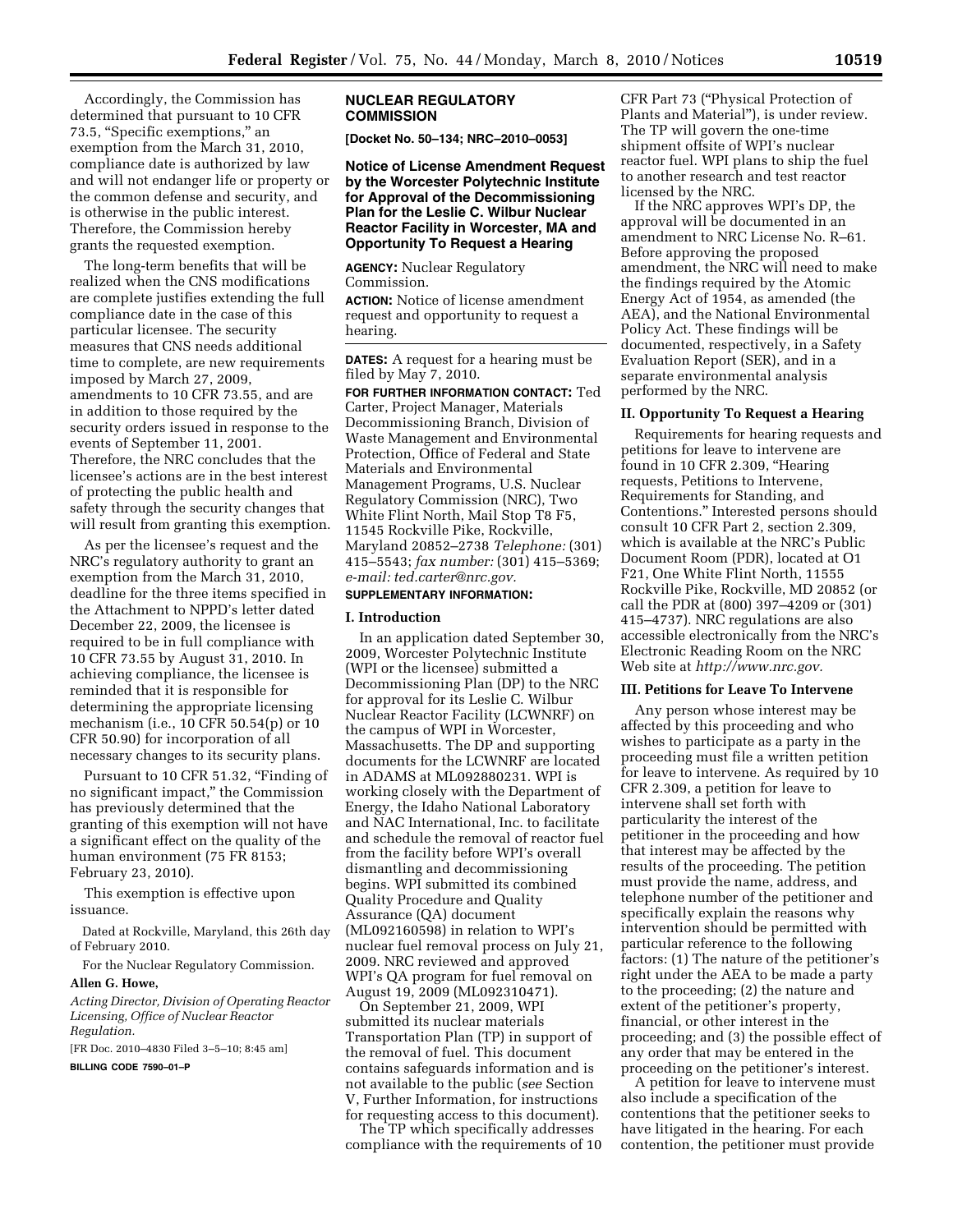Accordingly, the Commission has determined that pursuant to 10 CFR 73.5, "Specific exemptions," an exemption from the March 31, 2010, compliance date is authorized by law and will not endanger life or property or the common defense and security, and is otherwise in the public interest. Therefore, the Commission hereby grants the requested exemption.

The long-term benefits that will be realized when the CNS modifications are complete justifies extending the full compliance date in the case of this particular licensee. The security measures that CNS needs additional time to complete, are new requirements imposed by March 27, 2009, amendments to 10 CFR 73.55, and are in addition to those required by the security orders issued in response to the events of September 11, 2001. Therefore, the NRC concludes that the licensee's actions are in the best interest of protecting the public health and safety through the security changes that will result from granting this exemption.

As per the licensee's request and the NRC's regulatory authority to grant an exemption from the March 31, 2010, deadline for the three items specified in the Attachment to NPPD's letter dated December 22, 2009, the licensee is required to be in full compliance with 10 CFR 73.55 by August 31, 2010. In achieving compliance, the licensee is reminded that it is responsible for determining the appropriate licensing mechanism (i.e., 10 CFR 50.54(p) or 10 CFR 50.90) for incorporation of all necessary changes to its security plans.

Pursuant to 10 CFR 51.32, "Finding of no significant impact," the Commission has previously determined that the granting of this exemption will not have a significant effect on the quality of the human environment (75 FR 8153; February 23, 2010).

This exemption is effective upon issuance.

Dated at Rockville, Maryland, this 26th day of February 2010.

For the Nuclear Regulatory Commission.

**Allen G. Howe,**

*Acting Director, Division of Operating Reactor Licensing, Office of Nuclear Reactor Regulation.*

[FR Doc. 2010–4830 Filed 3–5–10; 8:45 am]

**BILLING CODE 7590–01–P**

## NUCLEAR REGULATORY COMMISSION

**[Docket No. 50–134; NRC–2010–0053]**

### Notice of License Amendment Request by the Worcester Polytechnic Institute for Approval of the Decommissioning Plan for the Leslie C. Wilbur Nuclear Reactor Facility in Worcester, MA and Opportunity To Request a Hearing

**AGENCY:** Nuclear Regulatory Commission.

**ACTION:** Notice of license amendment request and opportunity to request a hearing.

**DATES:** A request for a hearing must be filed by May 7, 2010.

**FOR FURTHER INFORMATION CONTACT:** Ted Carter, Project Manager, Materials Decommissioning Branch, Division of Waste Management and Environmental Protection, Office of Federal and State Materials and Environmental Management Programs, U.S. Nuclear Regulatory Commission (NRC), Two White Flint North, Mail Stop T8 F5, 11545 Rockville Pike, Rockville, Maryland 20852–2738 *Telephone:* (301) 415–5543; *fax number:* (301) 415–5369; *e-mail: ted.carter@nrc.gov.*

**SUPPLEMENTARY INFORMATION:**

#### I. Introduction

In an application dated September 30, 2009, Worcester Polytechnic Institute (WPI or the licensee) submitted a Decommissioning Plan (DP) to the NRC for approval for its Leslie C. Wilbur Nuclear Reactor Facility (LCWNRF) on the campus of WPI in Worcester, Massachusetts. The DP and supporting documents for the LCWNRF are located in ADAMS at ML092880231. WPI is working closely with the Department of Energy, the Idaho National Laboratory and NAC International, Inc. to facilitate and schedule the removal of reactor fuel from the facility before WPI's overall dismantling and decommissioning begins. WPI submitted its combined Quality Procedure and Quality Assurance (QA) document (ML092160598) in relation to WPI's nuclear fuel removal process on July 21, 2009. NRC reviewed and approved WPI's QA program for fuel removal on August 19, 2009 (ML092310471).

On September 21, 2009, WPI submitted its nuclear materials Transportation Plan (TP) in support of the removal of fuel. This document contains safeguards information and is not available to the public (*see* Section V, Further Information, for instructions for requesting access to this document).

The TP which specifically addresses compliance with the requirements of 10 CFR Part 73 ("Physical Protection of Plants and Material"), is under review. The TP will govern the one-time shipment offsite of WPI's nuclear reactor fuel. WPI plans to ship the fuel to another research and test reactor licensed by the NRC.

If the NRC approves WPI's DP, the approval will be documented in an amendment to NRC License No. R–61. Before approving the proposed amendment, the NRC will need to make the findings required by the Atomic Energy Act of 1954, as amended (the AEA), and the National Environmental Policy Act. These findings will be documented, respectively, in a Safety Evaluation Report (SER), and in a separate environmental analysis performed by the NRC.

#### II. Opportunity To Request a Hearing

Requirements for hearing requests and petitions for leave to intervene are found in 10 CFR 2.309, "Hearing requests, Petitions to Intervene, Requirements for Standing, and Contentions." Interested persons should consult 10 CFR Part 2, section 2.309, which is available at the NRC's Public Document Room (PDR), located at O1 F21, One White Flint North, 11555 Rockville Pike, Rockville, MD 20852 (or call the PDR at (800) 397–4209 or (301) 415–4737). NRC regulations are also accessible electronically from the NRC's Electronic Reading Room on the NRC Web site at *http://www.nrc.gov.*

#### III. Petitions for Leave To Intervene

Any person whose interest may be affected by this proceeding and who wishes to participate as a party in the proceeding must file a written petition for leave to intervene. As required by 10 CFR 2.309, a petition for leave to intervene shall set forth with particularity the interest of the petitioner in the proceeding and how that interest may be affected by the results of the proceeding. The petition must provide the name, address, and telephone number of the petitioner and specifically explain the reasons why intervention should be permitted with particular reference to the following factors: (1) The nature of the petitioner's right under the AEA to be made a party to the proceeding; (2) the nature and extent of the petitioner's property, financial, or other interest in the proceeding; and (3) the possible effect of any order that may be entered in the proceeding on the petitioner's interest.

A petition for leave to intervene must also include a specification of the contentions that the petitioner seeks to have litigated in the hearing. For each contention, the petitioner must provide